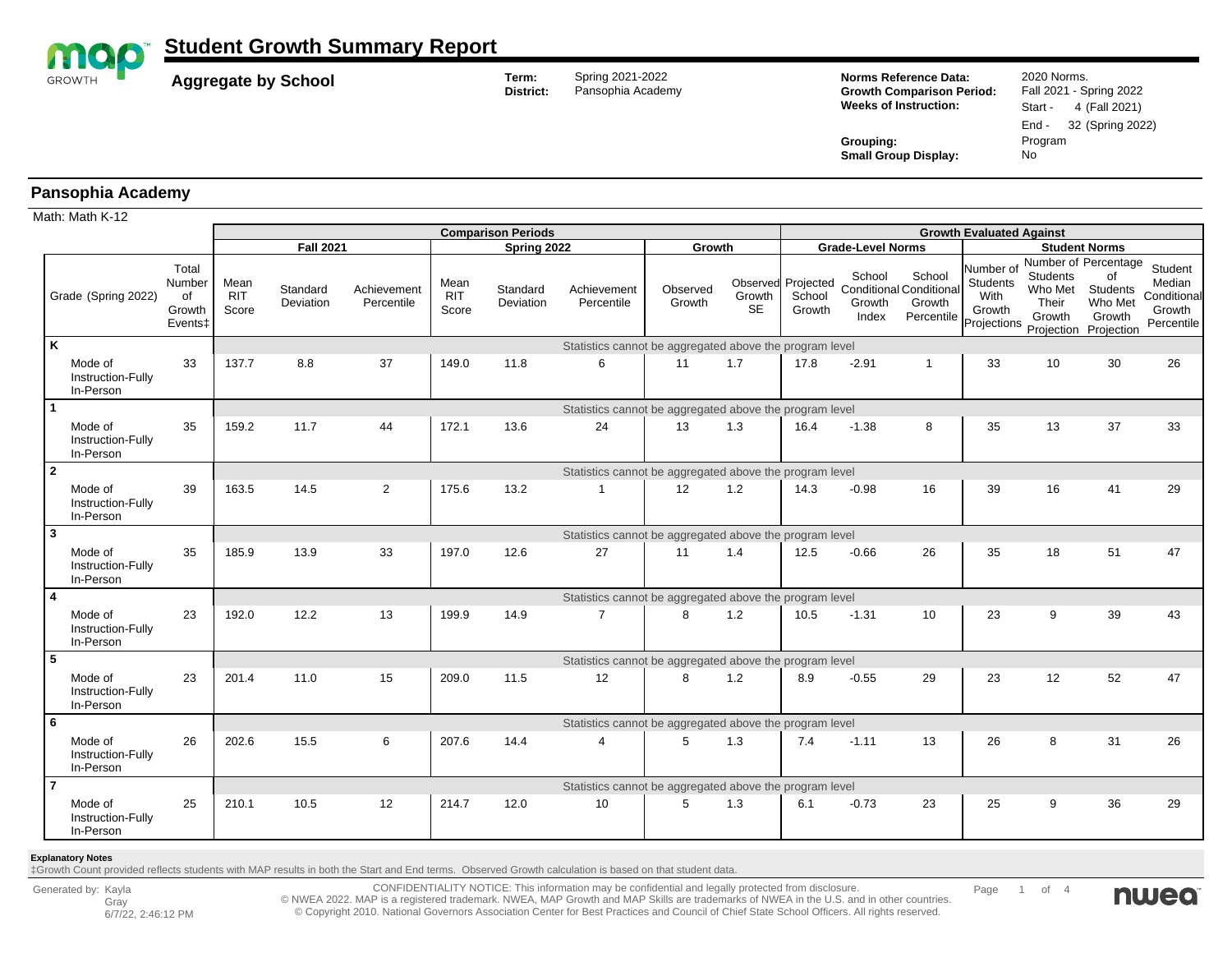# Student Growth Summary Report

**Aggregate by School**

**Term:** Spring 2021-2022
**District:** Pansophia Academy

**Norms Reference Data:** 2020 Norms.
**Growth Comparison Period:** Fall 2021 - Spring 2022
**Weeks of Instruction:** Start - 4 (Fall 2021) End - 32 (Spring 2022)
**Grouping:** Program
**Small Group Display:** No

## Pansophia Academy

Math: Math K-12

| | | Comparison Periods | | | | | | | | Growth Evaluated Against | | | | | | |
|---|---|---|---|---|---|---|---|---|---|---|---|---|---|---|---|---|
| | | Fall 2021 | | | Spring 2022 | | | Growth | | Grade-Level Norms | | | Student Norms | | | |
| Grade (Spring 2022) | Total Number of Growth Events‡ | Mean RIT Score | Standard Deviation | Achievement Percentile | Mean RIT Score | Standard Deviation | Achievement Percentile | Observed Growth | Observed Growth SE | Projected School Growth | School Conditional Growth Index | School Conditional Growth Percentile | Number of Students With Growth Projections | Number of Students Who Met Their Growth Projection | Percentage of Students Who Met Growth Projection | Student Median Conditional Growth Percentile |
| **K** | | Statistics cannot be aggregated above the program level | | | | | | | | | | | | | | |
| Mode of Instruction-Fully In-Person | 33 | 137.7 | 8.8 | 37 | 149.0 | 11.8 | 6 | 11 | 1.7 | 17.8 | -2.91 | 1 | 33 | 10 | 30 | 26 |
| **1** | | Statistics cannot be aggregated above the program level | | | | | | | | | | | | | | |
| Mode of Instruction-Fully In-Person | 35 | 159.2 | 11.7 | 44 | 172.1 | 13.6 | 24 | 13 | 1.3 | 16.4 | -1.38 | 8 | 35 | 13 | 37 | 33 |
| **2** | | Statistics cannot be aggregated above the program level | | | | | | | | | | | | | | |
| Mode of Instruction-Fully In-Person | 39 | 163.5 | 14.5 | 2 | 175.6 | 13.2 | 1 | 12 | 1.2 | 14.3 | -0.98 | 16 | 39 | 16 | 41 | 29 |
| **3** | | Statistics cannot be aggregated above the program level | | | | | | | | | | | | | | |
| Mode of Instruction-Fully In-Person | 35 | 185.9 | 13.9 | 33 | 197.0 | 12.6 | 27 | 11 | 1.4 | 12.5 | -0.66 | 26 | 35 | 18 | 51 | 47 |
| **4** | | Statistics cannot be aggregated above the program level | | | | | | | | | | | | | | |
| Mode of Instruction-Fully In-Person | 23 | 192.0 | 12.2 | 13 | 199.9 | 14.9 | 7 | 8 | 1.2 | 10.5 | -1.31 | 10 | 23 | 9 | 39 | 43 |
| **5** | | Statistics cannot be aggregated above the program level | | | | | | | | | | | | | | |
| Mode of Instruction-Fully In-Person | 23 | 201.4 | 11.0 | 15 | 209.0 | 11.5 | 12 | 8 | 1.2 | 8.9 | -0.55 | 29 | 23 | 12 | 52 | 47 |
| **6** | | Statistics cannot be aggregated above the program level | | | | | | | | | | | | | | |
| Mode of Instruction-Fully In-Person | 26 | 202.6 | 15.5 | 6 | 207.6 | 14.4 | 4 | 5 | 1.3 | 7.4 | -1.11 | 13 | 26 | 8 | 31 | 26 |
| **7** | | Statistics cannot be aggregated above the program level | | | | | | | | | | | | | | |
| Mode of Instruction-Fully In-Person | 25 | 210.1 | 10.5 | 12 | 214.7 | 12.0 | 10 | 5 | 1.3 | 6.1 | -0.73 | 23 | 25 | 9 | 36 | 29 |

**Explanatory Notes**

‡Growth Count provided reflects students with MAP results in both the Start and End terms. Observed Growth calculation is based on that student data.

Generated by: Kayla Gray 6/7/22, 2:46:12 PM

CONFIDENTIALITY NOTICE: This information may be confidential and legally protected from disclosure.
© NWEA 2022. MAP is a registered trademark. NWEA, MAP Growth and MAP Skills are trademarks of NWEA in the U.S. and in other countries.
© Copyright 2010. National Governors Association Center for Best Practices and Council of Chief State School Officers. All rights reserved.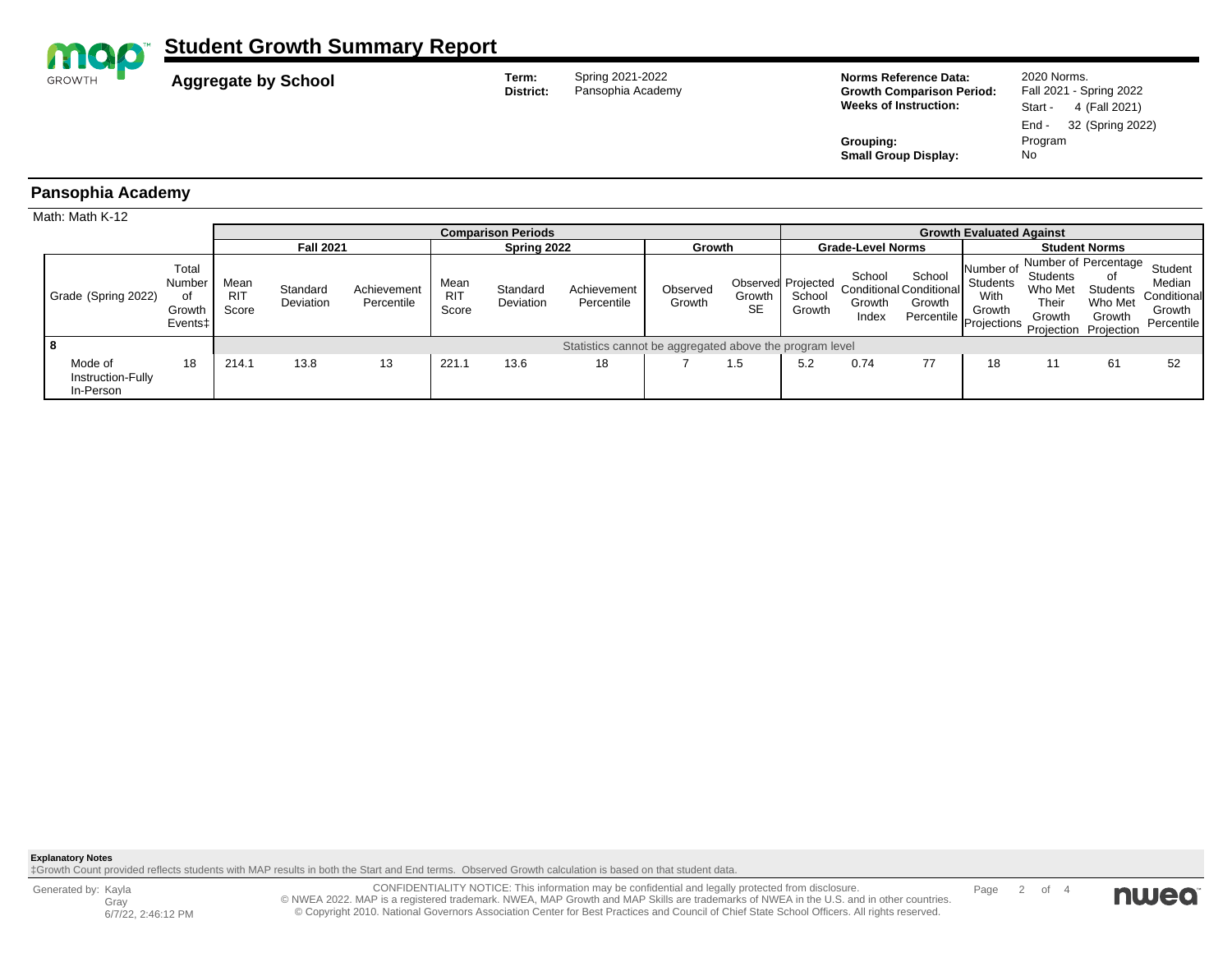# Student Growth Summary Report

**Aggregate by School**

**Term:** Spring 2021-2022
**District:** Pansophia Academy

**Norms Reference Data:** 2020 Norms.
**Growth Comparison Period:** Fall 2021 - Spring 2022
**Weeks of Instruction:** Start - 4 (Fall 2021)
End - 32 (Spring 2022)

**Grouping:** Program
**Small Group Display:** No

## Pansophia Academy

Math: Math K-12

| | | Comparison Periods | | | | | | | | Growth Evaluated Against | | | | | | |
|---|---|---|---|---|---|---|---|---|---|---|---|---|---|---|---|---|
| | | Fall 2021 | | | Spring 2022 | | | Growth | | Grade-Level Norms | | | Student Norms | | | |
| Grade (Spring 2022) | Total Number of Growth Events‡ | Mean RIT Score | Standard Deviation | Achievement Percentile | Mean RIT Score | Standard Deviation | Achievement Percentile | Observed Growth | Observed Growth SE | Projected School Growth | School Conditional Growth Index | School Conditional Growth Percentile | Number of Students With Growth Projections | Number of Students Who Met Their Growth Projection | Percentage of Students Who Met Growth Projection | Student Median Conditional Growth Percentile |
| **8** | | Statistics cannot be aggregated above the program level | | | | | | | | | | | | | | |
| Mode of Instruction-Fully In-Person | 18 | 214.1 | 13.8 | 13 | 221.1 | 13.6 | 18 | 7 | 1.5 | 5.2 | 0.74 | 77 | 18 | 11 | 61 | 52 |

**Explanatory Notes**
‡Growth Count provided reflects students with MAP results in both the Start and End terms. Observed Growth calculation is based on that student data.

Generated by: Kayla Gray
6/7/22, 2:46:12 PM

CONFIDENTIALITY NOTICE: This information may be confidential and legally protected from disclosure.
© NWEA 2022. MAP is a registered trademark. NWEA, MAP Growth and MAP Skills are trademarks of NWEA in the U.S. and in other countries.
© Copyright 2010. National Governors Association Center for Best Practices and Council of Chief State School Officers. All rights reserved.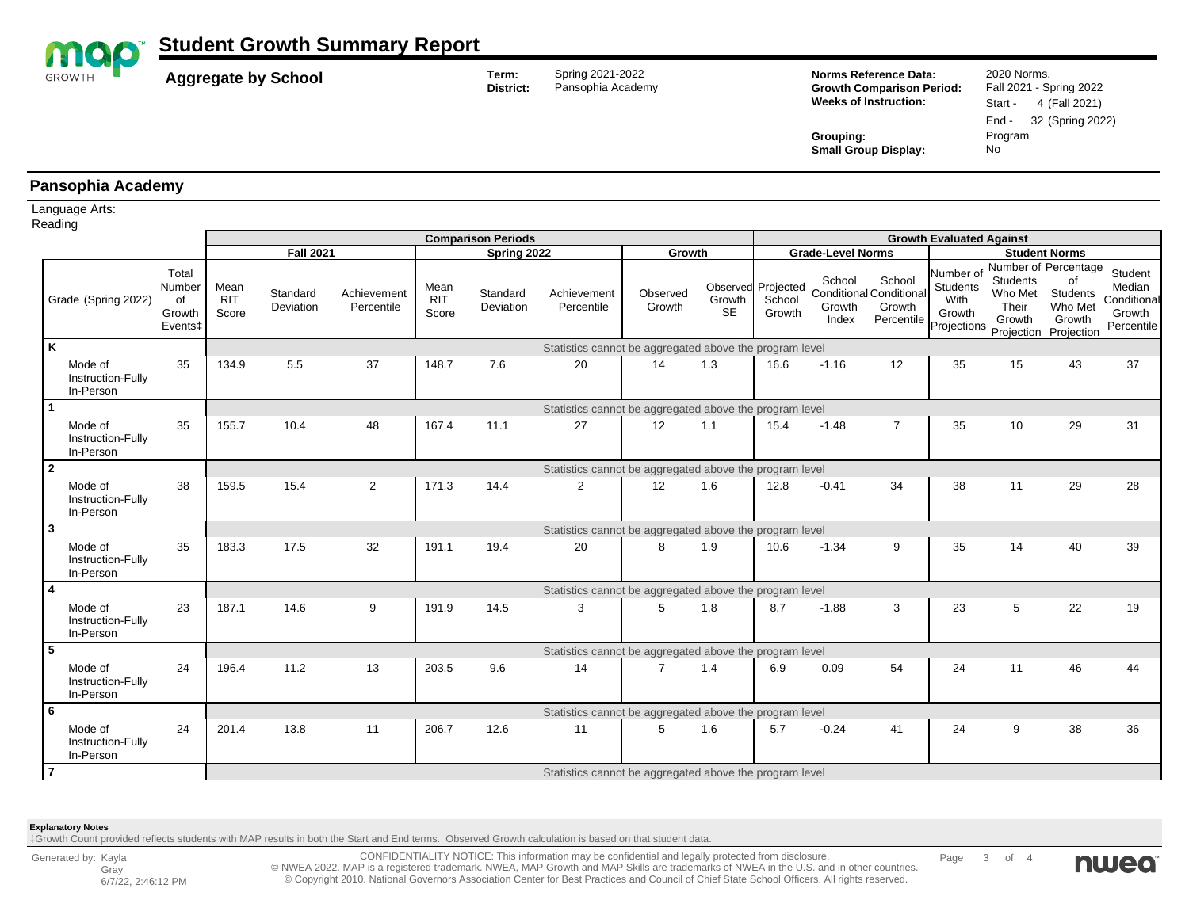# Student Growth Summary Report

**Aggregate by School**

**Term:** Spring 2021-2022
**District:** Pansophia Academy

**Norms Reference Data:** 2020 Norms.
**Growth Comparison Period:** Fall 2021 - Spring 2022
**Weeks of Instruction:** Start - 4 (Fall 2021) End - 32 (Spring 2022)

**Grouping:** Program
**Small Group Display:** No

## Pansophia Academy

Language Arts: Reading

| | | Comparison Periods | | | | | | | | Growth Evaluated Against | | | | | | |
|---|---|---|---|---|---|---|---|---|---|---|---|---|---|---|---|---|
| | | Fall 2021 | | | Spring 2022 | | | Growth | | Grade-Level Norms | | | Student Norms | | | |
| Grade (Spring 2022) | Total Number of Growth Events‡ | Mean RIT Score | Standard Deviation | Achievement Percentile | Mean RIT Score | Standard Deviation | Achievement Percentile | Observed Growth | Observed Growth SE | Projected School Growth | School Conditional Growth Index | School Conditional Growth Percentile | Number of Students With Growth Projections | Number of Students Who Met Their Growth Projection | Percentage of Students Who Met Growth Projection | Student Median Conditional Growth Percentile |
| **K** | | Statistics cannot be aggregated above the program level | | | | | | | | | | | | | | |
| Mode of Instruction-Fully In-Person | 35 | 134.9 | 5.5 | 37 | 148.7 | 7.6 | 20 | 14 | 1.3 | 16.6 | -1.16 | 12 | 35 | 15 | 43 | 37 |
| **1** | | Statistics cannot be aggregated above the program level | | | | | | | | | | | | | | |
| Mode of Instruction-Fully In-Person | 35 | 155.7 | 10.4 | 48 | 167.4 | 11.1 | 27 | 12 | 1.1 | 15.4 | -1.48 | 7 | 35 | 10 | 29 | 31 |
| **2** | | Statistics cannot be aggregated above the program level | | | | | | | | | | | | | | |
| Mode of Instruction-Fully In-Person | 38 | 159.5 | 15.4 | 2 | 171.3 | 14.4 | 2 | 12 | 1.6 | 12.8 | -0.41 | 34 | 38 | 11 | 29 | 28 |
| **3** | | Statistics cannot be aggregated above the program level | | | | | | | | | | | | | | |
| Mode of Instruction-Fully In-Person | 35 | 183.3 | 17.5 | 32 | 191.1 | 19.4 | 20 | 8 | 1.9 | 10.6 | -1.34 | 9 | 35 | 14 | 40 | 39 |
| **4** | | Statistics cannot be aggregated above the program level | | | | | | | | | | | | | | |
| Mode of Instruction-Fully In-Person | 23 | 187.1 | 14.6 | 9 | 191.9 | 14.5 | 3 | 5 | 1.8 | 8.7 | -1.88 | 3 | 23 | 5 | 22 | 19 |
| **5** | | Statistics cannot be aggregated above the program level | | | | | | | | | | | | | | |
| Mode of Instruction-Fully In-Person | 24 | 196.4 | 11.2 | 13 | 203.5 | 9.6 | 14 | 7 | 1.4 | 6.9 | 0.09 | 54 | 24 | 11 | 46 | 44 |
| **6** | | Statistics cannot be aggregated above the program level | | | | | | | | | | | | | | |
| Mode of Instruction-Fully In-Person | 24 | 201.4 | 13.8 | 11 | 206.7 | 12.6 | 11 | 5 | 1.6 | 5.7 | -0.24 | 41 | 24 | 9 | 38 | 36 |
| **7** | | Statistics cannot be aggregated above the program level | | | | | | | | | | | | | | |

**Explanatory Notes**
‡Growth Count provided reflects students with MAP results in both the Start and End terms. Observed Growth calculation is based on that student data.

Generated by: Kayla Gray 6/7/22, 2:46:12 PM

CONFIDENTIALITY NOTICE: This information may be confidential and legally protected from disclosure.
© NWEA 2022. MAP is a registered trademark. NWEA, MAP Growth and MAP Skills are trademarks of NWEA in the U.S. and in other countries.
© Copyright 2010. National Governors Association Center for Best Practices and Council of Chief State School Officers. All rights reserved.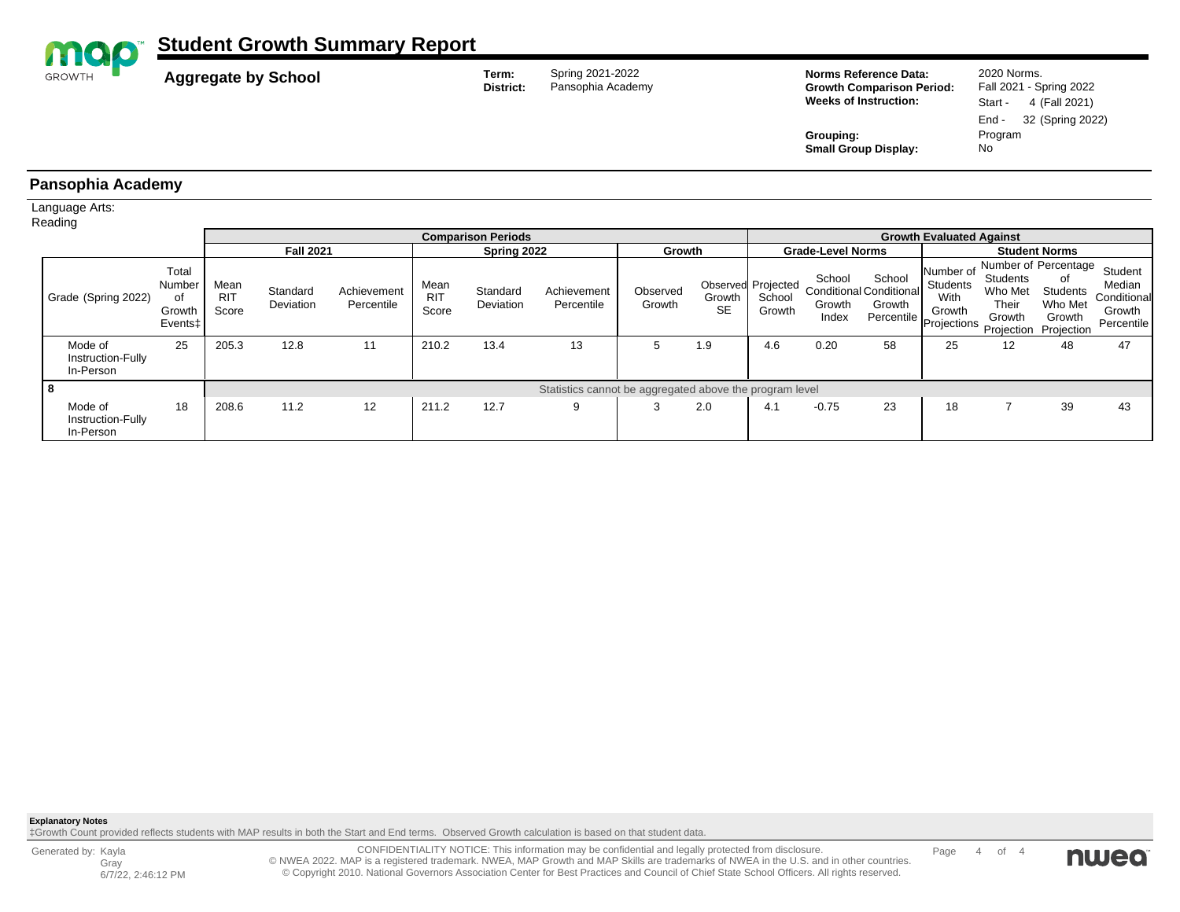# Student Growth Summary Report

**Aggregate by School**

**Term:** Spring 2021-2022
**District:** Pansophia Academy

**Norms Reference Data:** 2020 Norms.
**Growth Comparison Period:** Fall 2021 - Spring 2022
**Weeks of Instruction:** Start - 4 (Fall 2021)
End - 32 (Spring 2022)

**Grouping:** Program
**Small Group Display:** No

## Pansophia Academy

Language Arts:
Reading

| | | Comparison Periods | | | | | | | | Growth Evaluated Against | | | | | | |
|---|---|---|---|---|---|---|---|---|---|---|---|---|---|---|---|---|
| | | Fall 2021 | | | Spring 2022 | | | Growth | | Grade-Level Norms | | | Student Norms | | | |
| Grade (Spring 2022) | Total Number of Growth Events‡ | Mean RIT Score | Standard Deviation | Achievement Percentile | Mean RIT Score | Standard Deviation | Achievement Percentile | Observed Growth | Observed Growth SE | Projected School Growth | School Conditional Growth Index | School Conditional Growth Percentile | Number of Students With Growth Projections | Number of Students Who Met Their Growth Projection | Percentage of Students Who Met Growth Projection | Student Median Conditional Growth Percentile |
| Mode of Instruction-Fully In-Person | 25 | 205.3 | 12.8 | 11 | 210.2 | 13.4 | 13 | 5 | 1.9 | 4.6 | 0.20 | 58 | 25 | 12 | 48 | 47 |
| **8** | | Statistics cannot be aggregated above the program level | | | | | | | | | | | | | | |
| Mode of Instruction-Fully In-Person | 18 | 208.6 | 11.2 | 12 | 211.2 | 12.7 | 9 | 3 | 2.0 | 4.1 | -0.75 | 23 | 18 | 7 | 39 | 43 |

**Explanatory Notes**
‡Growth Count provided reflects students with MAP results in both the Start and End terms. Observed Growth calculation is based on that student data.

Generated by: Kayla Gray
6/7/22, 2:46:12 PM

CONFIDENTIALITY NOTICE: This information may be confidential and legally protected from disclosure.
© NWEA 2022. MAP is a registered trademark. NWEA, MAP Growth and MAP Skills are trademarks of NWEA in the U.S. and in other countries.
© Copyright 2010. National Governors Association Center for Best Practices and Council of Chief State School Officers. All rights reserved.